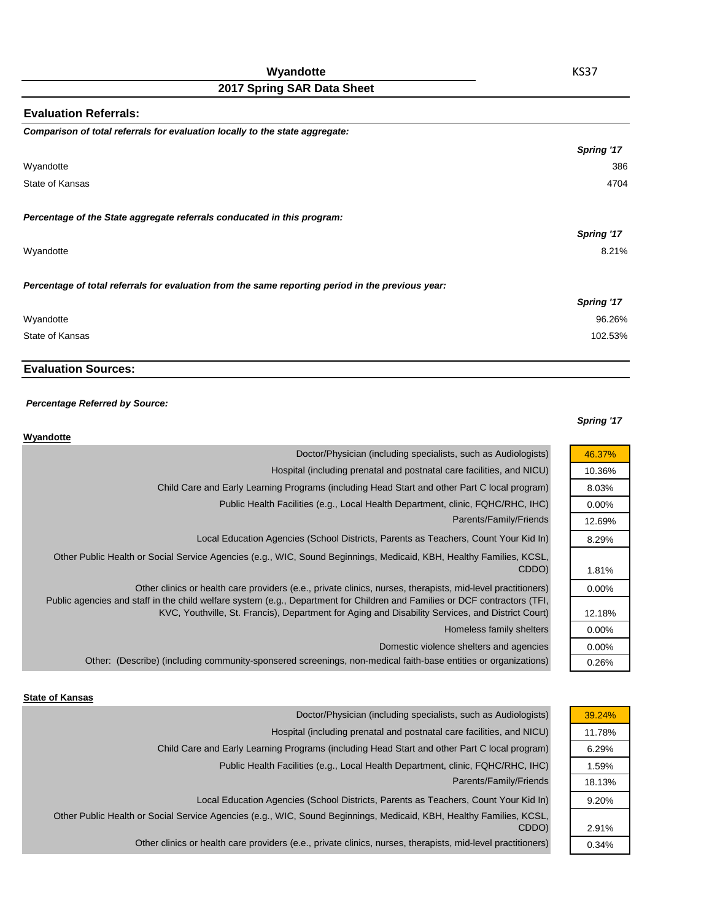# Wyandotte

KS37

## 2017 Spring SAR Data Sheet

### Evaluation Referrals:

***Comparison of total referrals for evaluation locally to the state aggregate:***

| | Spring '17 |
|---|---|
| Wyandotte | 386 |
| State of Kansas | 4704 |

***Percentage of the State aggregate referrals conducated in this program:***

| | Spring '17 |
|---|---|
| Wyandotte | 8.21% |

***Percentage of total referrals for evaluation from the same reporting period in the previous year:***

| | Spring '17 |
|---|---|
| Wyandotte | 96.26% |
| State of Kansas | 102.53% |

### Evaluation Sources:

***Percentage Referred by Source:***

**Wyandotte**

| | Spring '17 |
|---|---|
| Doctor/Physician (including specialists, such as Audiologists) | 46.37% |
| Hospital (including prenatal and postnatal care facilities, and NICU) | 10.36% |
| Child Care and Early Learning Programs (including Head Start and other Part C local program) | 8.03% |
| Public Health Facilities (e.g., Local Health Department, clinic, FQHC/RHC, IHC) | 0.00% |
| Parents/Family/Friends | 12.69% |
| Local Education Agencies (School Districts, Parents as Teachers, Count Your Kid In) | 8.29% |
| Other Public Health or Social Service Agencies (e.g., WIC, Sound Beginnings, Medicaid, KBH, Healthy Families, KCSL, CDDO) | 1.81% |
| Other clinics or health care providers (e.g., private clinics, nurses, therapists, mid-level practitioners) | 0.00% |
| Public agencies and staff in the child welfare system (e.g., Department for Children and Families or DCF contractors (TFI, KVC, Youthville, St. Francis), Department for Aging and Disability Services, and District Court) | 12.18% |
| Homeless family shelters | 0.00% |
| Domestic violence shelters and agencies | 0.00% |
| Other: (Describe) (including community-sponsered screenings, non-medical faith-base entities or organizations) | 0.26% |

**State of Kansas**

| | |
|---|---|
| Doctor/Physician (including specialists, such as Audiologists) | 39.24% |
| Hospital (including prenatal and postnatal care facilities, and NICU) | 11.78% |
| Child Care and Early Learning Programs (including Head Start and other Part C local program) | 6.29% |
| Public Health Facilities (e.g., Local Health Department, clinic, FQHC/RHC, IHC) | 1.59% |
| Parents/Family/Friends | 18.13% |
| Local Education Agencies (School Districts, Parents as Teachers, Count Your Kid In) | 9.20% |
| Other Public Health or Social Service Agencies (e.g., WIC, Sound Beginnings, Medicaid, KBH, Healthy Families, KCSL, CDDO) | 2.91% |
| Other clinics or health care providers (e.g., private clinics, nurses, therapists, mid-level practitioners) | 0.34% |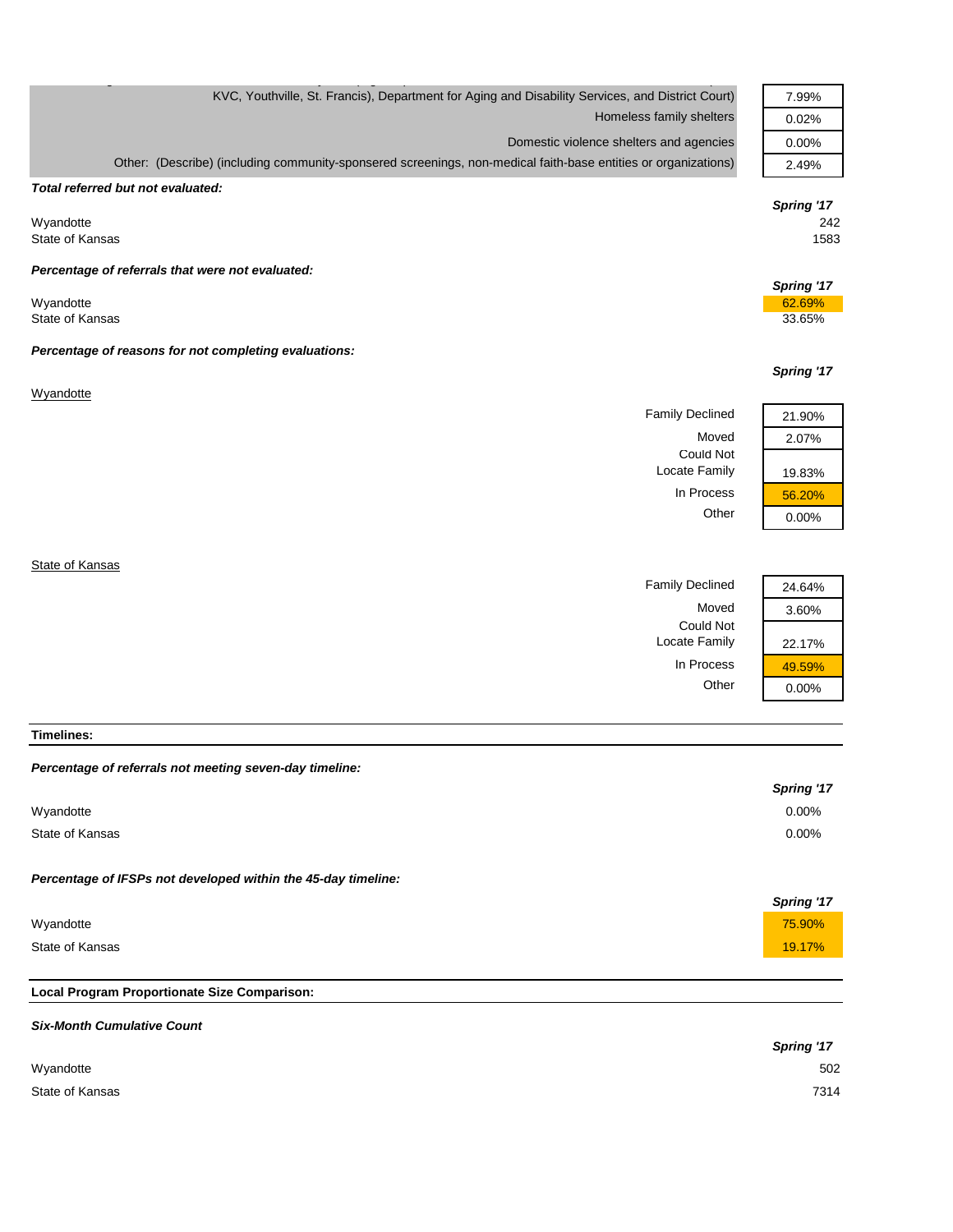| | |
|---|---|
| KVC, Youthville, St. Francis), Department for Aging and Disability Services, and District Court) | 7.99% |
| Homeless family shelters | 0.02% |
| Domestic violence shelters and agencies | 0.00% |
| Other: (Describe) (including community-sponsered screenings, non-medical faith-base entities or organizations) | 2.49% |

***Total referred but not evaluated:***

| | Spring '17 |
|---|---|
| Wyandotte | 242 |
| State of Kansas | 1583 |

***Percentage of referrals that were not evaluated:***

| | Spring '17 |
|---|---|
| Wyandotte | 62.69% |
| State of Kansas | 33.65% |

***Percentage of reasons for not completing evaluations:***

**Wyandotte**

| | Spring '17 |
|---|---|
| Family Declined | 21.90% |
| Moved | 2.07% |
| Could Not Locate Family | 19.83% |
| In Process | 56.20% |
| Other | 0.00% |

**State of Kansas**

| | Spring '17 |
|---|---|
| Family Declined | 24.64% |
| Moved | 3.60% |
| Could Not Locate Family | 22.17% |
| In Process | 49.59% |
| Other | 0.00% |

**Timelines:**

***Percentage of referrals not meeting seven-day timeline:***

| | Spring '17 |
|---|---|
| Wyandotte | 0.00% |
| State of Kansas | 0.00% |

***Percentage of IFSPs not developed within the 45-day timeline:***

| | Spring '17 |
|---|---|
| Wyandotte | 75.90% |
| State of Kansas | 19.17% |

**Local Program Proportionate Size Comparison:**

***Six-Month Cumulative Count***

| | Spring '17 |
|---|---|
| Wyandotte | 502 |
| State of Kansas | 7314 |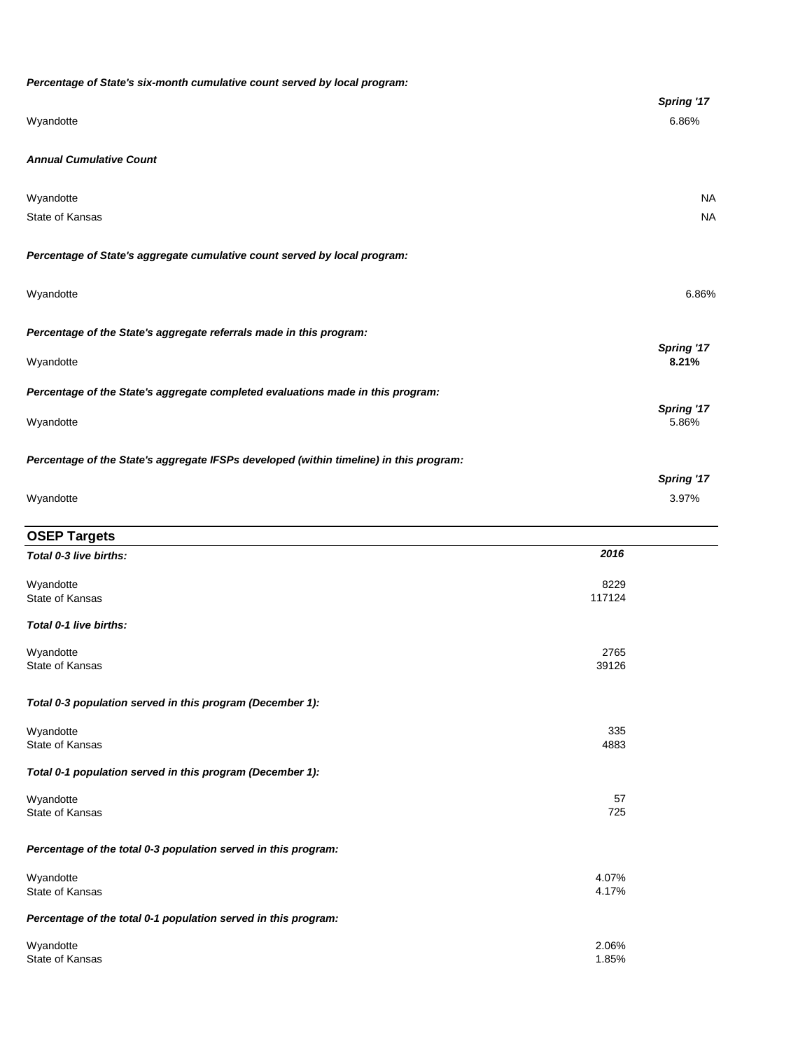***Percentage of State's six-month cumulative count served by local program:***

| | ***Spring '17*** |
|---|---|
| Wyandotte | 6.86% |

***Annual Cumulative Count***

| | |
|---|---|
| Wyandotte | NA |
| State of Kansas | NA |

***Percentage of State's aggregate cumulative count served by local program:***

| | |
|---|---|
| Wyandotte | 6.86% |

***Percentage of the State's aggregate referrals made in this program:***

| | ***Spring '17*** |
|---|---|
| Wyandotte | **8.21%** |

***Percentage of the State's aggregate completed evaluations made in this program:***

| | ***Spring '17*** |
|---|---|
| Wyandotte | 5.86% |

***Percentage of the State's aggregate IFSPs developed (within timeline) in this program:***

| | ***Spring '17*** |
|---|---|
| Wyandotte | 3.97% |

## OSEP Targets

| ***Total 0-3 live births:*** | ***2016*** |
|---|---|
| Wyandotte | 8229 |
| State of Kansas | 117124 |

***Total 0-1 live births:***

| | |
|---|---|
| Wyandotte | 2765 |
| State of Kansas | 39126 |

***Total 0-3 population served in this program (December 1):***

| | |
|---|---|
| Wyandotte | 335 |
| State of Kansas | 4883 |

***Total 0-1 population served in this program (December 1):***

| | |
|---|---|
| Wyandotte | 57 |
| State of Kansas | 725 |

***Percentage of the total 0-3 population served in this program:***

| | |
|---|---|
| Wyandotte | 4.07% |
| State of Kansas | 4.17% |

***Percentage of the total 0-1 population served in this program:***

| | |
|---|---|
| Wyandotte | 2.06% |
| State of Kansas | 1.85% |